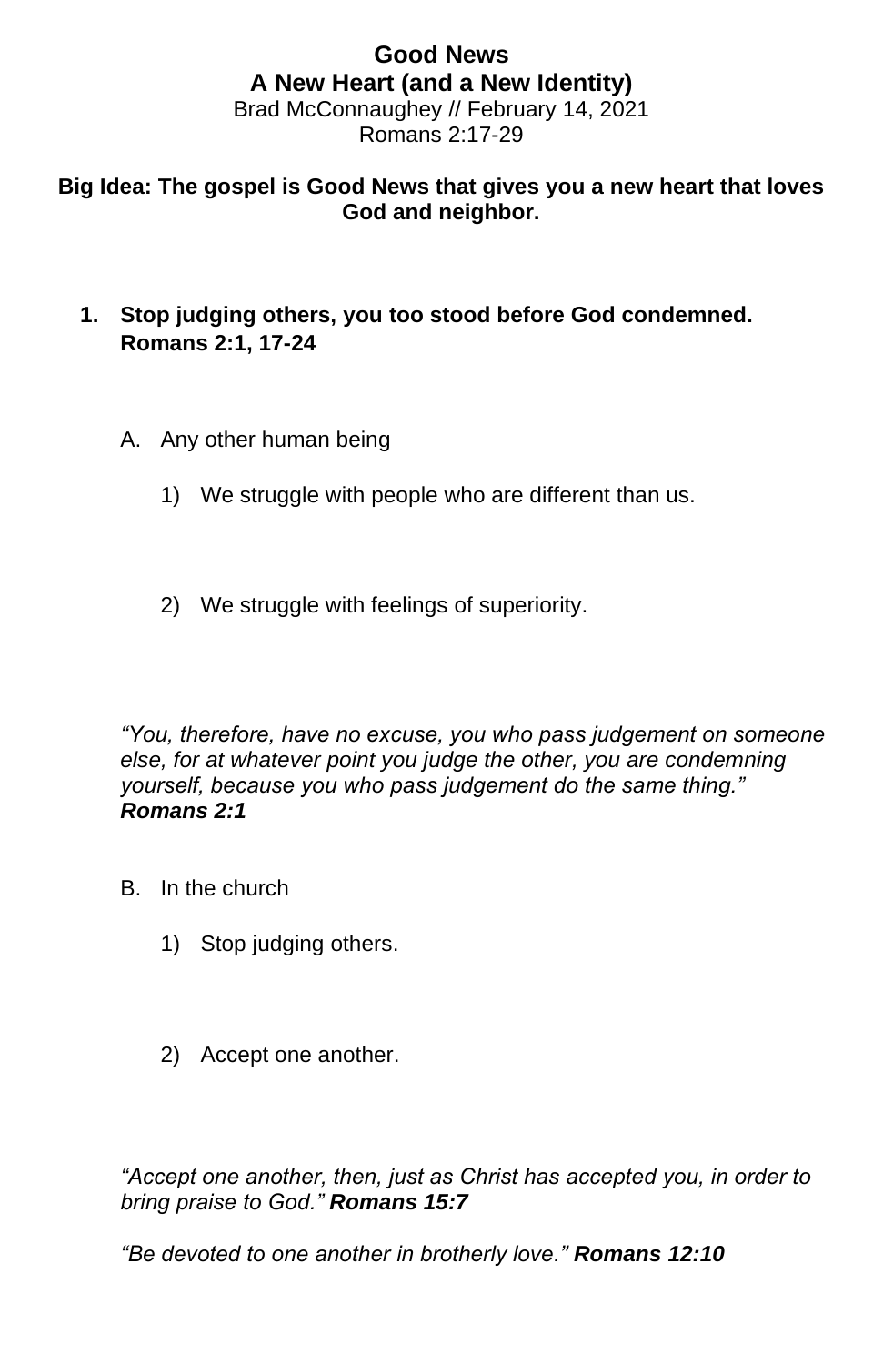# Good News
## A New Heart (and a New Identity)

Brad McConnaughey // February 14, 2021
Romans 2:17-29

**Big Idea: The gospel is Good News that gives you a new heart that loves God and neighbor.**

1. **Stop judging others, you too stood before God condemned. Romans 2:1, 17-24**

   A. Any other human being

      1) We struggle with people who are different than us.

      2) We struggle with feelings of superiority.

   *"You, therefore, have no excuse, you who pass judgement on someone else, for at whatever point you judge the other, you are condemning yourself, because you who pass judgement do the same thing."* ***Romans 2:1***

   B. In the church

      1) Stop judging others.

      2) Accept one another.

   *"Accept one another, then, just as Christ has accepted you, in order to bring praise to God."* ***Romans 15:7***

   *"Be devoted to one another in brotherly love."* ***Romans 12:10***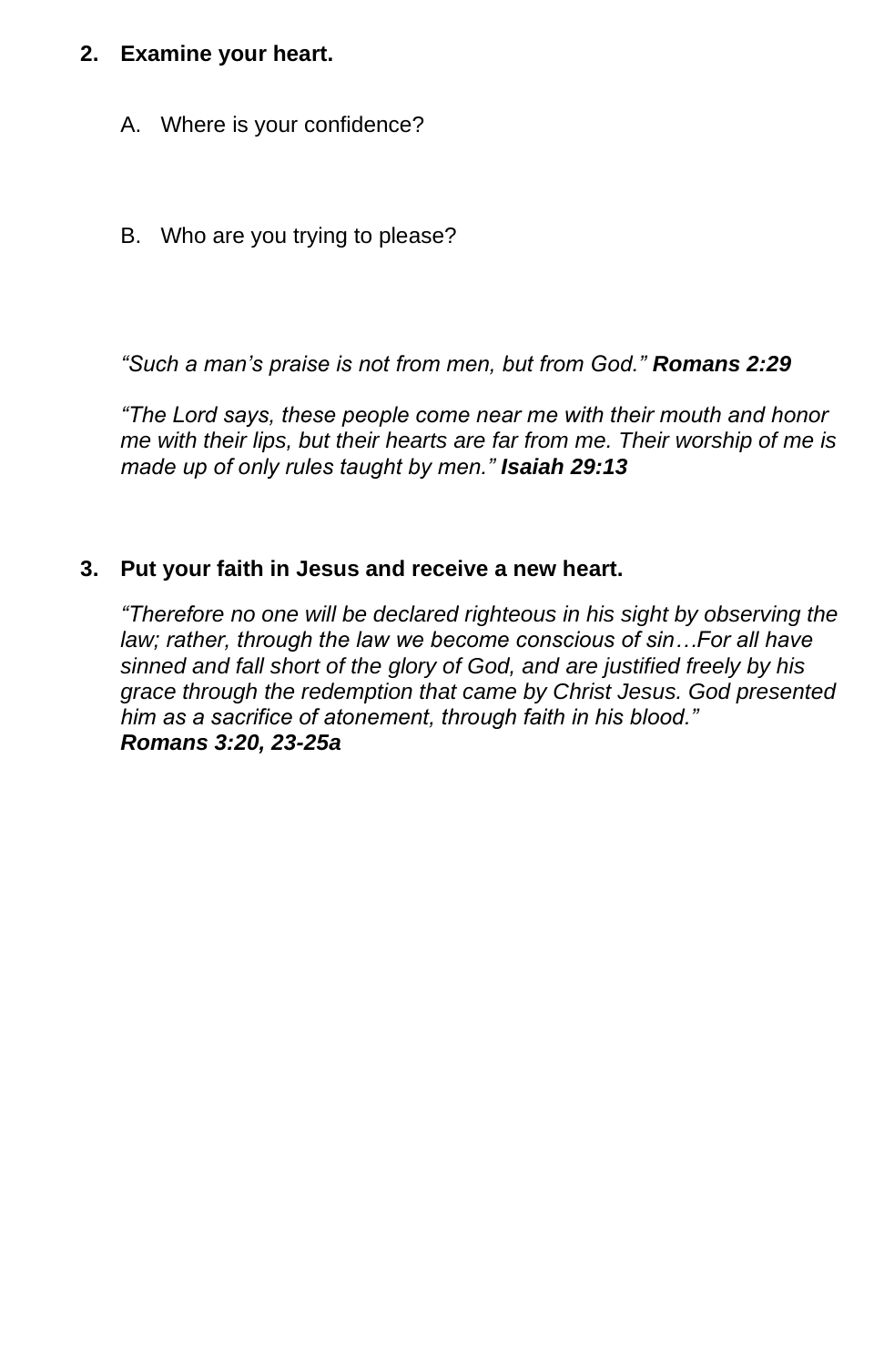**2. Examine your heart.**

A. Where is your confidence?

B. Who are you trying to please?

*"Such a man's praise is not from men, but from God."* ***Romans 2:29***

*"The Lord says, these people come near me with their mouth and honor me with their lips, but their hearts are far from me. Their worship of me is made up of only rules taught by men."* ***Isaiah 29:13***

**3. Put your faith in Jesus and receive a new heart.**

*"Therefore no one will be declared righteous in his sight by observing the law; rather, through the law we become conscious of sin…For all have sinned and fall short of the glory of God, and are justified freely by his grace through the redemption that came by Christ Jesus. God presented him as a sacrifice of atonement, through faith in his blood."*
***Romans 3:20, 23-25a***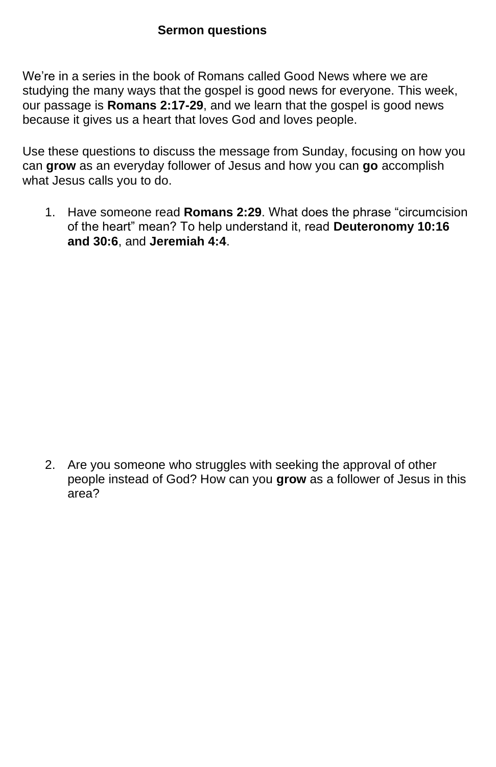**Sermon questions**

We’re in a series in the book of Romans called Good News where we are studying the many ways that the gospel is good news for everyone. This week, our passage is **Romans 2:17-29**, and we learn that the gospel is good news because it gives us a heart that loves God and loves people.

Use these questions to discuss the message from Sunday, focusing on how you can **grow** as an everyday follower of Jesus and how you can **go** accomplish what Jesus calls you to do.

1. Have someone read **Romans 2:29**. What does the phrase “circumcision of the heart” mean? To help understand it, read **Deuteronomy 10:16 and 30:6**, and **Jeremiah 4:4**.

2. Are you someone who struggles with seeking the approval of other people instead of God? How can you **grow** as a follower of Jesus in this area?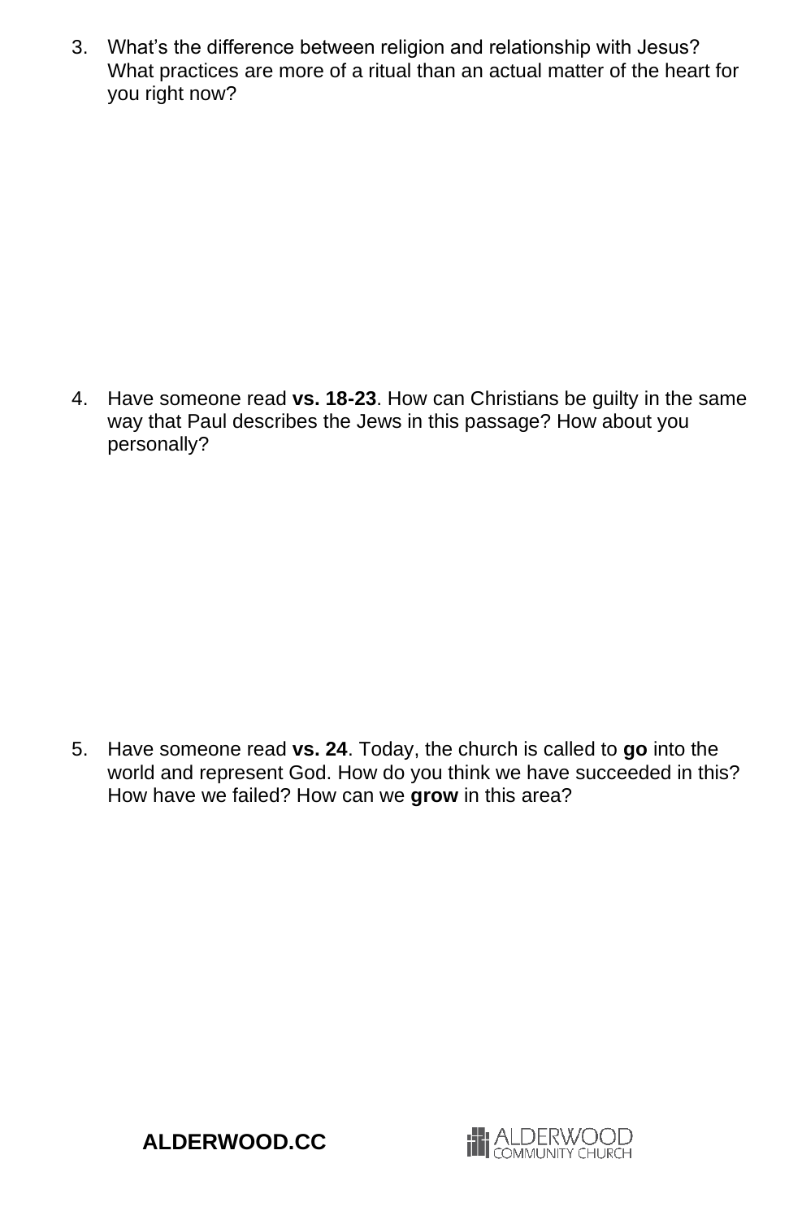3. What's the difference between religion and relationship with Jesus? What practices are more of a ritual than an actual matter of the heart for you right now?

4. Have someone read **vs. 18-23**. How can Christians be guilty in the same way that Paul describes the Jews in this passage? How about you personally?

5. Have someone read **vs. 24**. Today, the church is called to **go** into the world and represent God. How do you think we have succeeded in this? How have we failed? How can we **grow** in this area?

**ALDERWOOD.CC**

ALDERWOOD COMMUNITY CHURCH